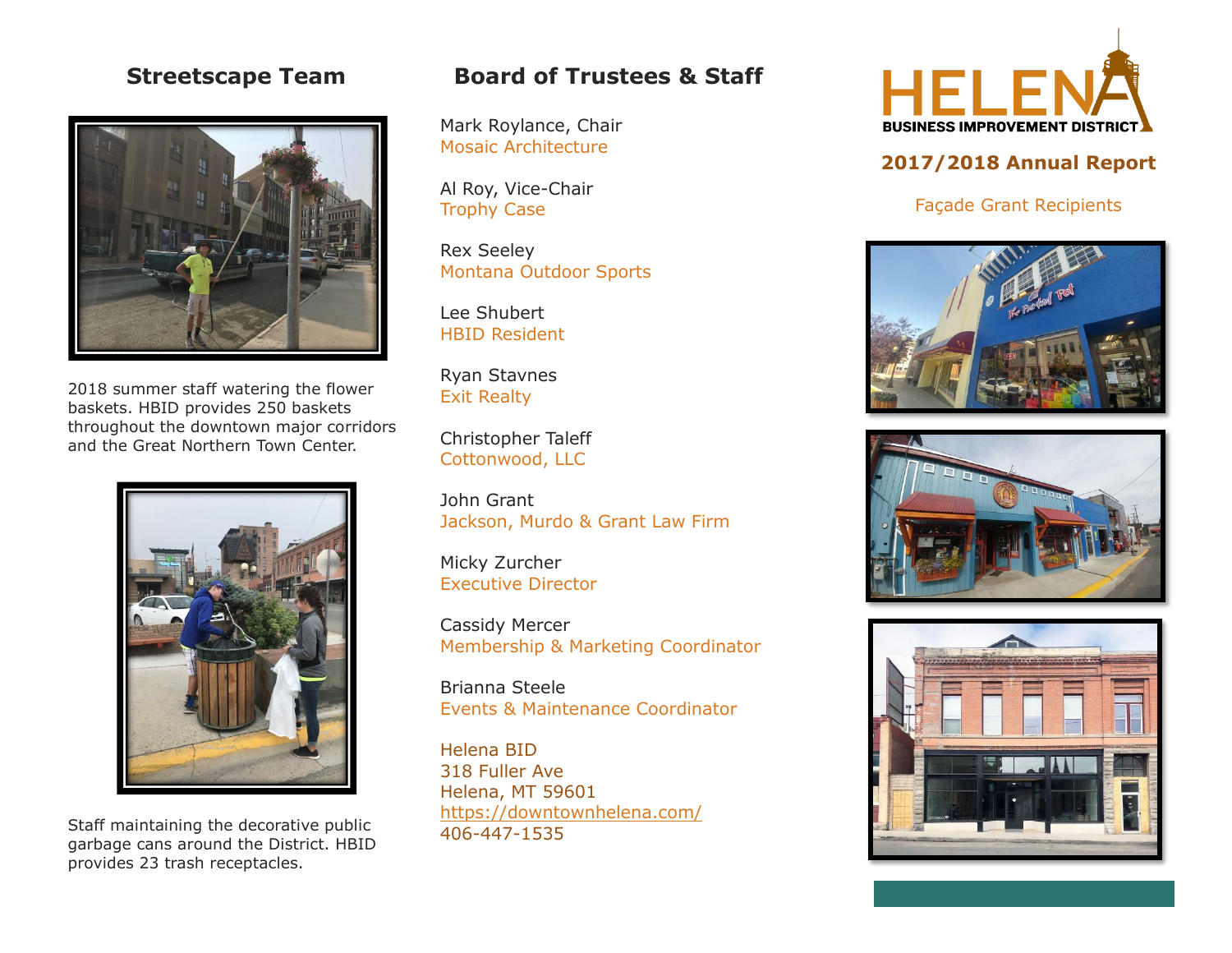## Streetscape Team

2018 summer staff watering the flower baskets. HBID provides 250 baskets throughout the downtown major corridors and the Great Northern Town Center.

Staff maintaining the decorative public garbage cans around the District. HBID provides 23 trash receptacles.

## Board of Trustees & Staff

Mark Roylance, Chair
Mosaic Architecture

Al Roy, Vice-Chair
Trophy Case

Rex Seeley
Montana Outdoor Sports

Lee Shubert
HBID Resident

Ryan Stavnes
Exit Realty

Christopher Taleff
Cottonwood, LLC

John Grant
Jackson, Murdo & Grant Law Firm

Micky Zurcher
Executive Director

Cassidy Mercer
Membership & Marketing Coordinator

Brianna Steele
Events & Maintenance Coordinator

Helena BID
318 Fuller Ave
Helena, MT 59601
https://downtownhelena.com/
406-447-1535

# HELENA
**BUSINESS IMPROVEMENT DISTRICT**

## 2017/2018 Annual Report

Façade Grant Recipients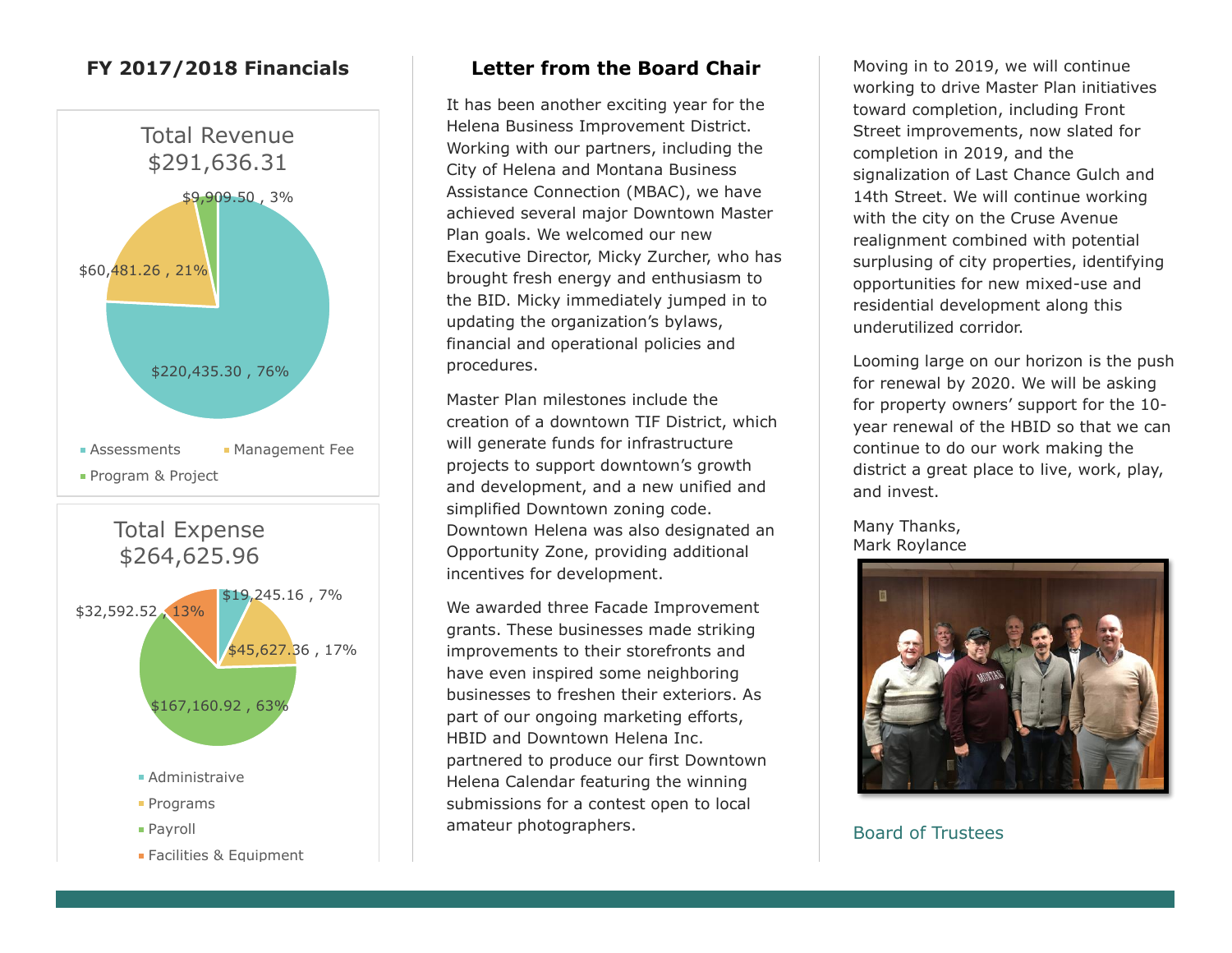## FY 2017/2018 Financials

Total Revenue
$291,636.31

$9,909.50 , 3%
$60,481.26 , 21%
$220,435.30 , 76%

Assessments
Management Fee
Program & Project

Total Expense
$264,625.96

$19,245.16 , 7%
$32,592.52 , 13%
$45,627.36 , 17%
$167,160.92 , 63%

Administraive
Programs
Payroll
Facilities & Equipment

## Letter from the Board Chair

It has been another exciting year for the Helena Business Improvement District. Working with our partners, including the City of Helena and Montana Business Assistance Connection (MBAC), we have achieved several major Downtown Master Plan goals. We welcomed our new Executive Director, Micky Zurcher, who has brought fresh energy and enthusiasm to the BID. Micky immediately jumped in to updating the organization's bylaws, financial and operational policies and procedures.

Master Plan milestones include the creation of a downtown TIF District, which will generate funds for infrastructure projects to support downtown's growth and development, and a new unified and simplified Downtown zoning code. Downtown Helena was also designated an Opportunity Zone, providing additional incentives for development.

We awarded three Facade Improvement grants. These businesses made striking improvements to their storefronts and have even inspired some neighboring businesses to freshen their exteriors. As part of our ongoing marketing efforts, HBID and Downtown Helena Inc. partnered to produce our first Downtown Helena Calendar featuring the winning submissions for a contest open to local amateur photographers.

Moving in to 2019, we will continue working to drive Master Plan initiatives toward completion, including Front Street improvements, now slated for completion in 2019, and the signalization of Last Chance Gulch and 14th Street. We will continue working with the city on the Cruse Avenue realignment combined with potential surplusing of city properties, identifying opportunities for new mixed-use and residential development along this underutilized corridor.

Looming large on our horizon is the push for renewal by 2020. We will be asking for property owners' support for the 10-year renewal of the HBID so that we can continue to do our work making the district a great place to live, work, play, and invest.

Many Thanks,
Mark Roylance

Board of Trustees